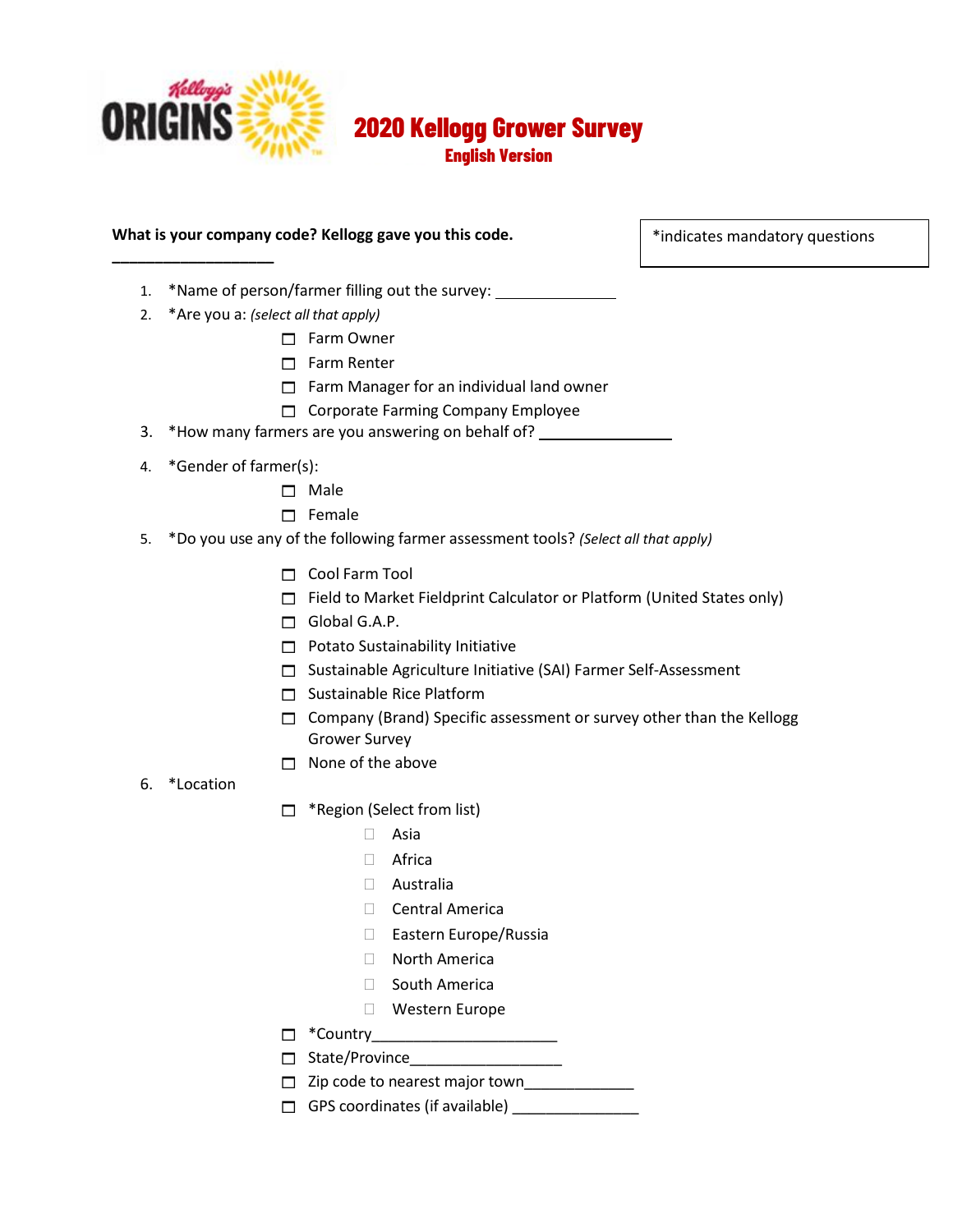# 2020 Kellogg Grower Survey

## English Version

*indicates mandatory questions

**What is your company code? Kellogg gave you this code.**

**____________________**

1. *Name of person/farmer filling out the survey: _______________
2. *Are you a: *(select all that apply)*
   - ☐ Farm Owner
   - ☐ Farm Renter
   - ☐ Farm Manager for an individual land owner
   - ☐ Corporate Farming Company Employee
3. *How many farmers are you answering on behalf of? ________________
4. *Gender of farmer(s):
   - ☐ Male
   - ☐ Female
5. *Do you use any of the following farmer assessment tools? *(Select all that apply)*
   - ☐ Cool Farm Tool
   - ☐ Field to Market Fieldprint Calculator or Platform (United States only)
   - ☐ Global G.A.P.
   - ☐ Potato Sustainability Initiative
   - ☐ Sustainable Agriculture Initiative (SAI) Farmer Self-Assessment
   - ☐ Sustainable Rice Platform
   - ☐ Company (Brand) Specific assessment or survey other than the Kellogg Grower Survey
   - ☐ None of the above
6. *Location
   - ☐ *Region (Select from list)
     - ☐ Asia
     - ☐ Africa
     - ☐ Australia
     - ☐ Central America
     - ☐ Eastern Europe/Russia
     - ☐ North America
     - ☐ South America
     - ☐ Western Europe
   - ☐ *Country______________________
   - ☐ State/Province__________________
   - ☐ Zip code to nearest major town_____________
   - ☐ GPS coordinates (if available) _______________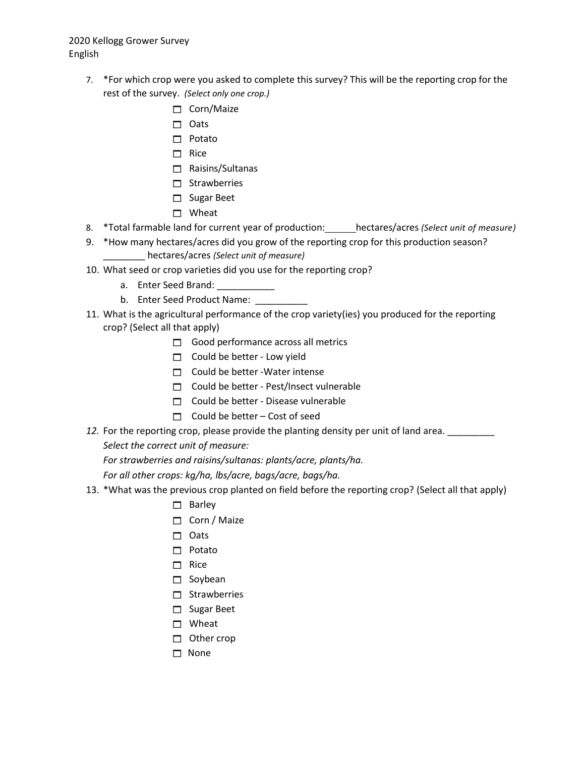7. *For which crop were you asked to complete this survey? This will be the reporting crop for the rest of the survey. *(Select only one crop.)*
   - ☐ Corn/Maize
   - ☐ Oats
   - ☐ Potato
   - ☐ Rice
   - ☐ Raisins/Sultanas
   - ☐ Strawberries
   - ☐ Sugar Beet
   - ☐ Wheat
8. *Total farmable land for current year of production:______hectares/acres *(Select unit of measure)*
9. *How many hectares/acres did you grow of the reporting crop for this production season? ________ hectares/acres *(Select unit of measure)*
10. What seed or crop varieties did you use for the reporting crop?
    a. Enter Seed Brand: ___________
    b. Enter Seed Product Name: __________
11. What is the agricultural performance of the crop variety(ies) you produced for the reporting crop? (Select all that apply)
    - ☐ Good performance across all metrics
    - ☐ Could be better - Low yield
    - ☐ Could be better -Water intense
    - ☐ Could be better - Pest/Insect vulnerable
    - ☐ Could be better - Disease vulnerable
    - ☐ Could be better – Cost of seed
12. For the reporting crop, please provide the planting density per unit of land area. _________
    *Select the correct unit of measure:*
    *For strawberries and raisins/sultanas: plants/acre, plants/ha.*
    *For all other crops: kg/ha, lbs/acre, bags/acre, bags/ha.*
13. *What was the previous crop planted on field before the reporting crop? (Select all that apply)
    - ☐ Barley
    - ☐ Corn / Maize
    - ☐ Oats
    - ☐ Potato
    - ☐ Rice
    - ☐ Soybean
    - ☐ Strawberries
    - ☐ Sugar Beet
    - ☐ Wheat
    - ☐ Other crop
    - ☐ None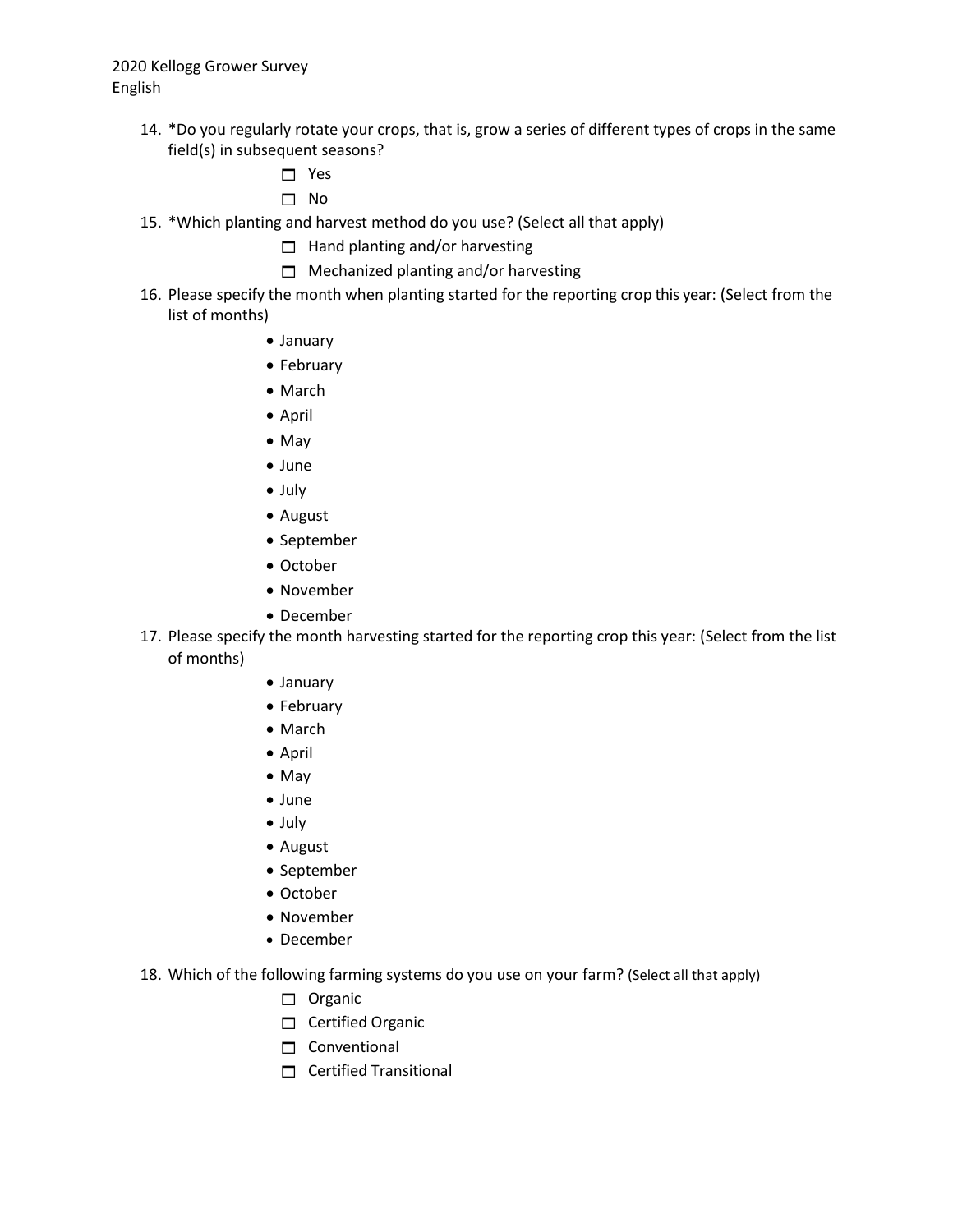14. *Do you regularly rotate your crops, that is, grow a series of different types of crops in the same field(s) in subsequent seasons?
    - ☐ Yes
    - ☐ No
15. *Which planting and harvest method do you use? (Select all that apply)
    - ☐ Hand planting and/or harvesting
    - ☐ Mechanized planting and/or harvesting
16. Please specify the month when planting started for the reporting crop this year: (Select from the list of months)
    - January
    - February
    - March
    - April
    - May
    - June
    - July
    - August
    - September
    - October
    - November
    - December
17. Please specify the month harvesting started for the reporting crop this year: (Select from the list of months)
    - January
    - February
    - March
    - April
    - May
    - June
    - July
    - August
    - September
    - October
    - November
    - December
18. Which of the following farming systems do you use on your farm? (Select all that apply)
    - ☐ Organic
    - ☐ Certified Organic
    - ☐ Conventional
    - ☐ Certified Transitional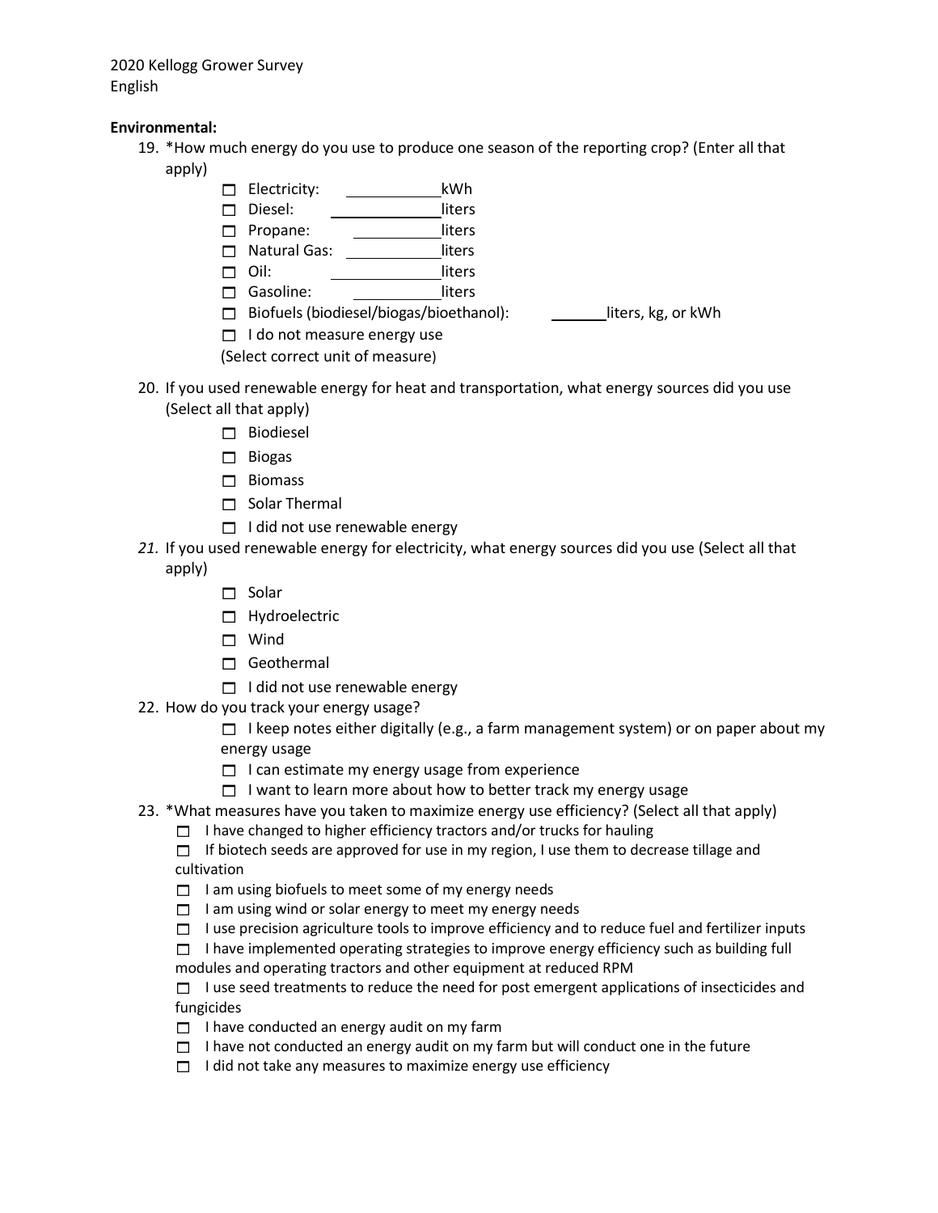2020 Kellogg Grower Survey
English

**Environmental:**

19. *How much energy do you use to produce one season of the reporting crop? (Enter all that apply)
    - ☐ Electricity: ____________kWh
    - ☐ Diesel: ____________liters
    - ☐ Propane: ____________liters
    - ☐ Natural Gas: ____________liters
    - ☐ Oil: ____________liters
    - ☐ Gasoline: ____________liters
    - ☐ Biofuels (biodiesel/biogas/bioethanol): _______liters, kg, or kWh
    - ☐ I do not measure energy use

    (Select correct unit of measure)

20. If you used renewable energy for heat and transportation, what energy sources did you use (Select all that apply)
    - ☐ Biodiesel
    - ☐ Biogas
    - ☐ Biomass
    - ☐ Solar Thermal
    - ☐ I did not use renewable energy

*21.* If you used renewable energy for electricity, what energy sources did you use (Select all that apply)
    - ☐ Solar
    - ☐ Hydroelectric
    - ☐ Wind
    - ☐ Geothermal
    - ☐ I did not use renewable energy

22. How do you track your energy usage?
    - ☐ I keep notes either digitally (e.g., a farm management system) or on paper about my energy usage
    - ☐ I can estimate my energy usage from experience
    - ☐ I want to learn more about how to better track my energy usage

23. *What measures have you taken to maximize energy use efficiency? (Select all that apply)
    - ☐ I have changed to higher efficiency tractors and/or trucks for hauling
    - ☐ If biotech seeds are approved for use in my region, I use them to decrease tillage and cultivation
    - ☐ I am using biofuels to meet some of my energy needs
    - ☐ I am using wind or solar energy to meet my energy needs
    - ☐ I use precision agriculture tools to improve efficiency and to reduce fuel and fertilizer inputs
    - ☐ I have implemented operating strategies to improve energy efficiency such as building full modules and operating tractors and other equipment at reduced RPM
    - ☐ I use seed treatments to reduce the need for post emergent applications of insecticides and fungicides
    - ☐ I have conducted an energy audit on my farm
    - ☐ I have not conducted an energy audit on my farm but will conduct one in the future
    - ☐ I did not take any measures to maximize energy use efficiency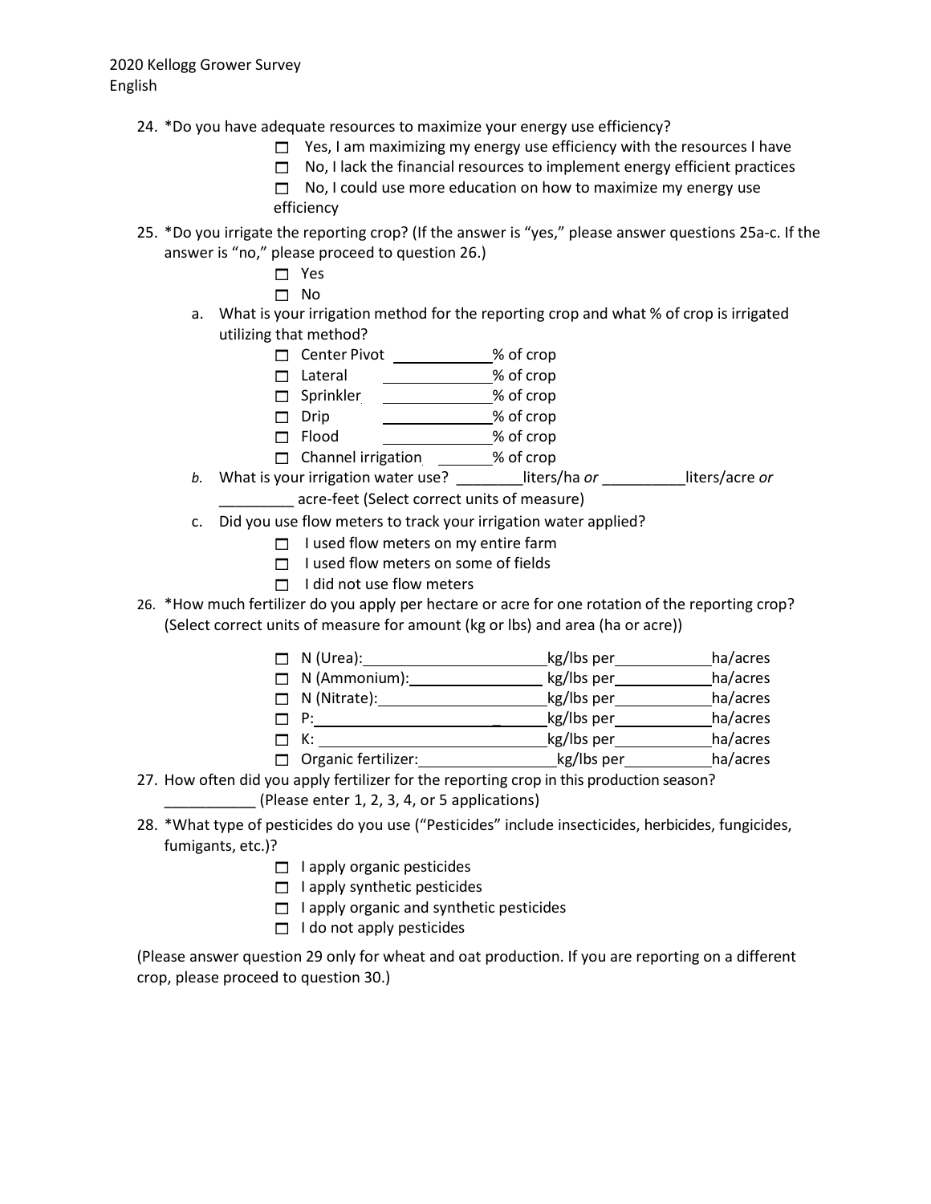24. *Do you have adequate resources to maximize your energy use efficiency?
    - ☐ Yes, I am maximizing my energy use efficiency with the resources I have
    - ☐ No, I lack the financial resources to implement energy efficient practices
    - ☐ No, I could use more education on how to maximize my energy use efficiency
25. *Do you irrigate the reporting crop? (If the answer is "yes," please answer questions 25a-c. If the answer is "no," please proceed to question 26.)
    - ☐ Yes
    - ☐ No
    
    a. What is your irrigation method for the reporting crop and what % of crop is irrigated utilizing that method?
    - ☐ Center Pivot ____________% of crop
    - ☐ Lateral ____________% of crop
    - ☐ Sprinkler ____________% of crop
    - ☐ Drip ____________% of crop
    - ☐ Flood ____________% of crop
    - ☐ Channel irrigation _______% of crop
    
    *b.* What is your irrigation water use? ________liters/ha *or* __________liters/acre *or* _________ acre-feet (Select correct units of measure)
    
    c. Did you use flow meters to track your irrigation water applied?
    - ☐ I used flow meters on my entire farm
    - ☐ I used flow meters on some of fields
    - ☐ I did not use flow meters
26. *How much fertilizer do you apply per hectare or acre for one rotation of the reporting crop? (Select correct units of measure for amount (kg or lbs) and area (ha or acre))
    - ☐ N (Urea):______________________kg/lbs per____________ha/acres
    - ☐ N (Ammonium):_________________kg/lbs per____________ha/acres
    - ☐ N (Nitrate):_____________________kg/lbs per____________ha/acres
    - ☐ P:_____________________________kg/lbs per____________ha/acres
    - ☐ K:_____________________________kg/lbs per____________ha/acres
    - ☐ Organic fertilizer:_________________kg/lbs per___________ha/acres
27. How often did you apply fertilizer for the reporting crop in this production season? ___________ (Please enter 1, 2, 3, 4, or 5 applications)
28. *What type of pesticides do you use ("Pesticides" include insecticides, herbicides, fungicides, fumigants, etc.)?
    - ☐ I apply organic pesticides
    - ☐ I apply synthetic pesticides
    - ☐ I apply organic and synthetic pesticides
    - ☐ I do not apply pesticides

(Please answer question 29 only for wheat and oat production. If you are reporting on a different crop, please proceed to question 30.)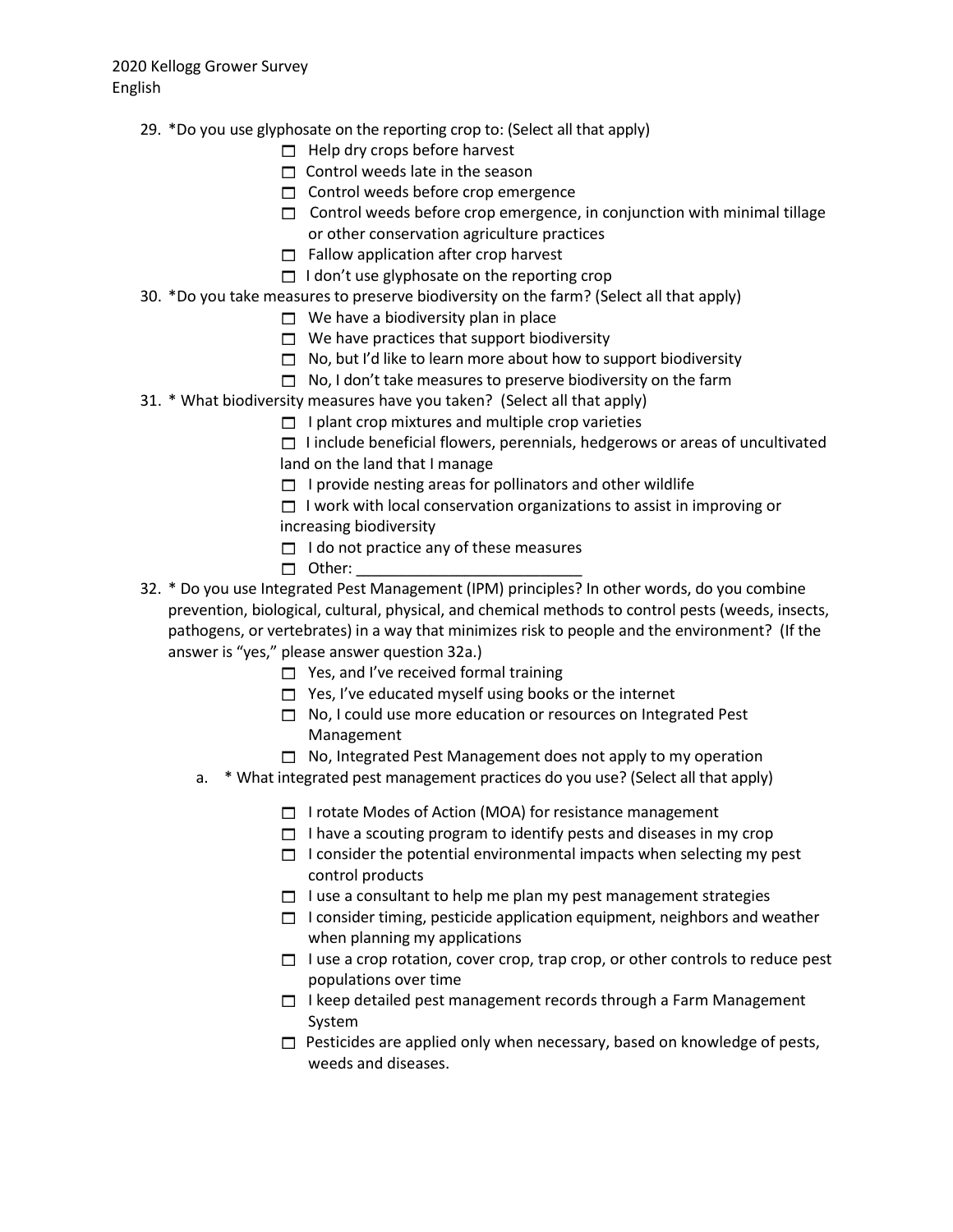29. *Do you use glyphosate on the reporting crop to: (Select all that apply)
    - ☐ Help dry crops before harvest
    - ☐ Control weeds late in the season
    - ☐ Control weeds before crop emergence
    - ☐ Control weeds before crop emergence, in conjunction with minimal tillage or other conservation agriculture practices
    - ☐ Fallow application after crop harvest
    - ☐ I don't use glyphosate on the reporting crop
30. *Do you take measures to preserve biodiversity on the farm? (Select all that apply)
    - ☐ We have a biodiversity plan in place
    - ☐ We have practices that support biodiversity
    - ☐ No, but I'd like to learn more about how to support biodiversity
    - ☐ No, I don't take measures to preserve biodiversity on the farm
31. * What biodiversity measures have you taken? (Select all that apply)
    - ☐ I plant crop mixtures and multiple crop varieties
    - ☐ I include beneficial flowers, perennials, hedgerows or areas of uncultivated land on the land that I manage
    - ☐ I provide nesting areas for pollinators and other wildlife
    - ☐ I work with local conservation organizations to assist in improving or increasing biodiversity
    - ☐ I do not practice any of these measures
    - ☐ Other: ___________________________
32. * Do you use Integrated Pest Management (IPM) principles? In other words, do you combine prevention, biological, cultural, physical, and chemical methods to control pests (weeds, insects, pathogens, or vertebrates) in a way that minimizes risk to people and the environment? (If the answer is "yes," please answer question 32a.)
    - ☐ Yes, and I've received formal training
    - ☐ Yes, I've educated myself using books or the internet
    - ☐ No, I could use more education or resources on Integrated Pest Management
    - ☐ No, Integrated Pest Management does not apply to my operation

    a. * What integrated pest management practices do you use? (Select all that apply)
       - ☐ I rotate Modes of Action (MOA) for resistance management
       - ☐ I have a scouting program to identify pests and diseases in my crop
       - ☐ I consider the potential environmental impacts when selecting my pest control products
       - ☐ I use a consultant to help me plan my pest management strategies
       - ☐ I consider timing, pesticide application equipment, neighbors and weather when planning my applications
       - ☐ I use a crop rotation, cover crop, trap crop, or other controls to reduce pest populations over time
       - ☐ I keep detailed pest management records through a Farm Management System
       - ☐ Pesticides are applied only when necessary, based on knowledge of pests, weeds and diseases.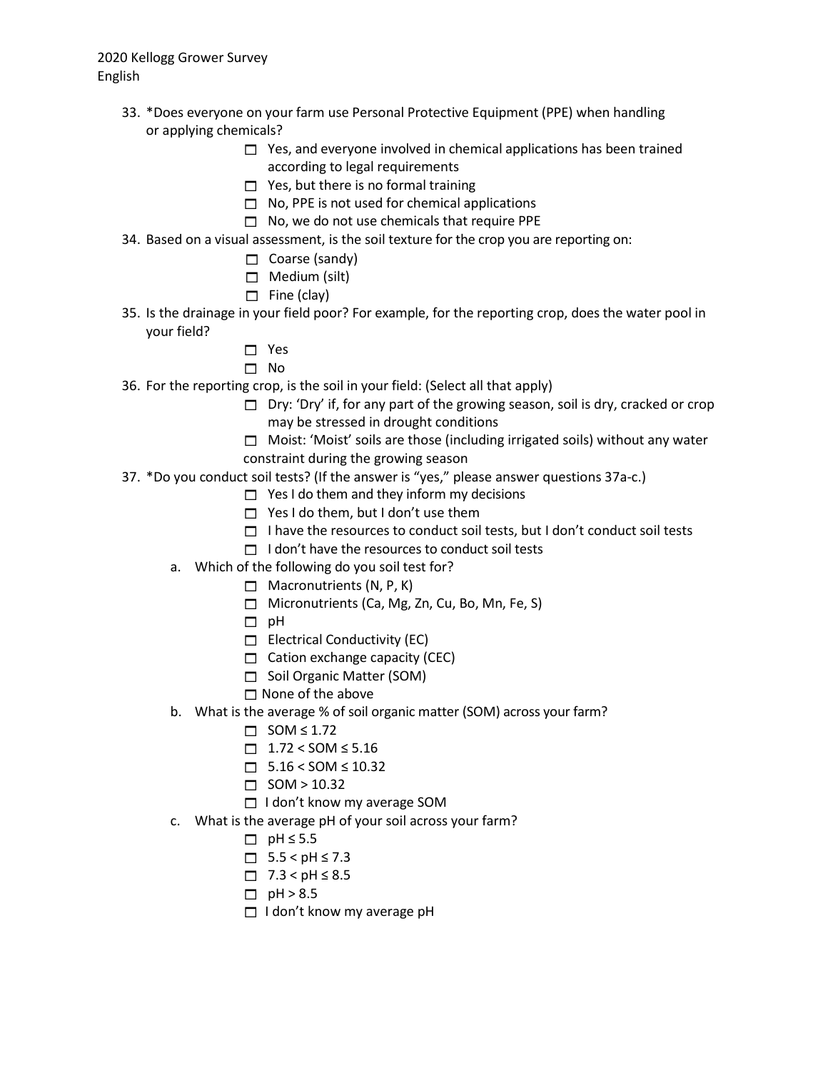33. *Does everyone on your farm use Personal Protective Equipment (PPE) when handling or applying chemicals?
    - ☐ Yes, and everyone involved in chemical applications has been trained according to legal requirements
    - ☐ Yes, but there is no formal training
    - ☐ No, PPE is not used for chemical applications
    - ☐ No, we do not use chemicals that require PPE
34. Based on a visual assessment, is the soil texture for the crop you are reporting on:
    - ☐ Coarse (sandy)
    - ☐ Medium (silt)
    - ☐ Fine (clay)
35. Is the drainage in your field poor? For example, for the reporting crop, does the water pool in your field?
    - ☐ Yes
    - ☐ No
36. For the reporting crop, is the soil in your field: (Select all that apply)
    - ☐ Dry: 'Dry' if, for any part of the growing season, soil is dry, cracked or crop may be stressed in drought conditions
    - ☐ Moist: 'Moist' soils are those (including irrigated soils) without any water constraint during the growing season
37. *Do you conduct soil tests? (If the answer is "yes," please answer questions 37a-c.)
    - ☐ Yes I do them and they inform my decisions
    - ☐ Yes I do them, but I don't use them
    - ☐ I have the resources to conduct soil tests, but I don't conduct soil tests
    - ☐ I don't have the resources to conduct soil tests

    a. Which of the following do you soil test for?
    - ☐ Macronutrients (N, P, K)
    - ☐ Micronutrients (Ca, Mg, Zn, Cu, Bo, Mn, Fe, S)
    - ☐ pH
    - ☐ Electrical Conductivity (EC)
    - ☐ Cation exchange capacity (CEC)
    - ☐ Soil Organic Matter (SOM)
    - ☐ None of the above

    b. What is the average % of soil organic matter (SOM) across your farm?
    - ☐ $SOM \leq 1.72$
    - ☐ $1.72 < SOM \leq 5.16$
    - ☐ $5.16 < SOM \leq 10.32$
    - ☐ $SOM > 10.32$
    - ☐ I don't know my average SOM

    c. What is the average pH of your soil across your farm?
    - ☐ $pH \leq 5.5$
    - ☐ $5.5 < pH \leq 7.3$
    - ☐ $7.3 < pH \leq 8.5$
    - ☐ $pH > 8.5$
    - ☐ I don't know my average pH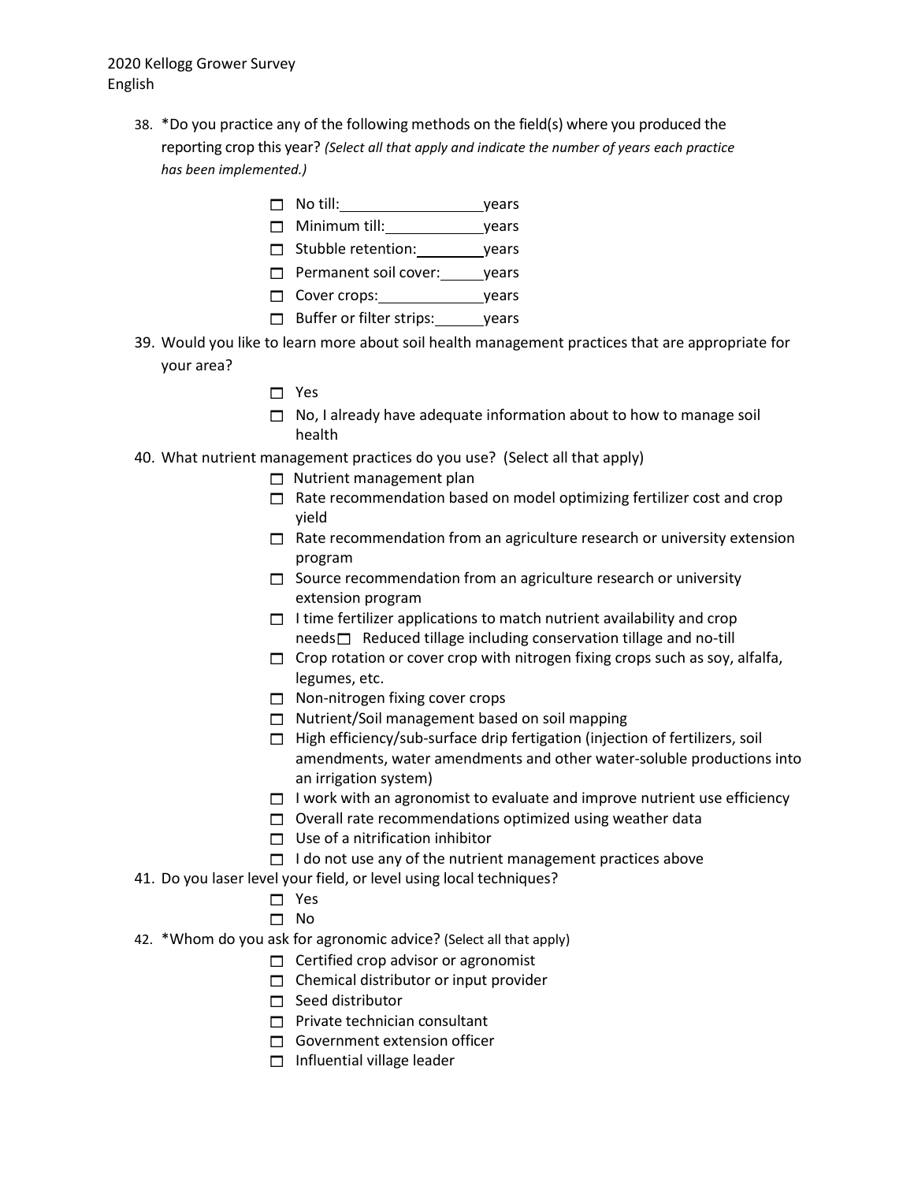38. *Do you practice any of the following methods on the field(s) where you produced the reporting crop this year? *(Select all that apply and indicate the number of years each practice has been implemented.)*

    - ☐ No till:\_\_\_\_\_\_\_\_\_\_\_\_years
    - ☐ Minimum till:\_\_\_\_\_\_\_\_\_\_\_\_years
    - ☐ Stubble retention:\_\_\_\_\_\_\_\_\_\_\_\_years
    - ☐ Permanent soil cover:\_\_\_\_\_\_\_\_\_\_\_\_years
    - ☐ Cover crops:\_\_\_\_\_\_\_\_\_\_\_\_years
    - ☐ Buffer or filter strips:\_\_\_\_\_\_\_\_\_\_\_\_years

39. Would you like to learn more about soil health management practices that are appropriate for your area?

    - ☐ Yes
    - ☐ No, I already have adequate information about to how to manage soil health

40. What nutrient management practices do you use? (Select all that apply)

    - ☐ Nutrient management plan
    - ☐ Rate recommendation based on model optimizing fertilizer cost and crop yield
    - ☐ Rate recommendation from an agriculture research or university extension program
    - ☐ Source recommendation from an agriculture research or university extension program
    - ☐ I time fertilizer applications to match nutrient availability and crop needs ☐ Reduced tillage including conservation tillage and no-till
    - ☐ Crop rotation or cover crop with nitrogen fixing crops such as soy, alfalfa, legumes, etc.
    - ☐ Non-nitrogen fixing cover crops
    - ☐ Nutrient/Soil management based on soil mapping
    - ☐ High efficiency/sub-surface drip fertigation (injection of fertilizers, soil amendments, water amendments and other water-soluble productions into an irrigation system)
    - ☐ I work with an agronomist to evaluate and improve nutrient use efficiency
    - ☐ Overall rate recommendations optimized using weather data
    - ☐ Use of a nitrification inhibitor
    - ☐ I do not use any of the nutrient management practices above

41. Do you laser level your field, or level using local techniques?

    - ☐ Yes
    - ☐ No

42. *Whom do you ask for agronomic advice? (Select all that apply)

    - ☐ Certified crop advisor or agronomist
    - ☐ Chemical distributor or input provider
    - ☐ Seed distributor
    - ☐ Private technician consultant
    - ☐ Government extension officer
    - ☐ Influential village leader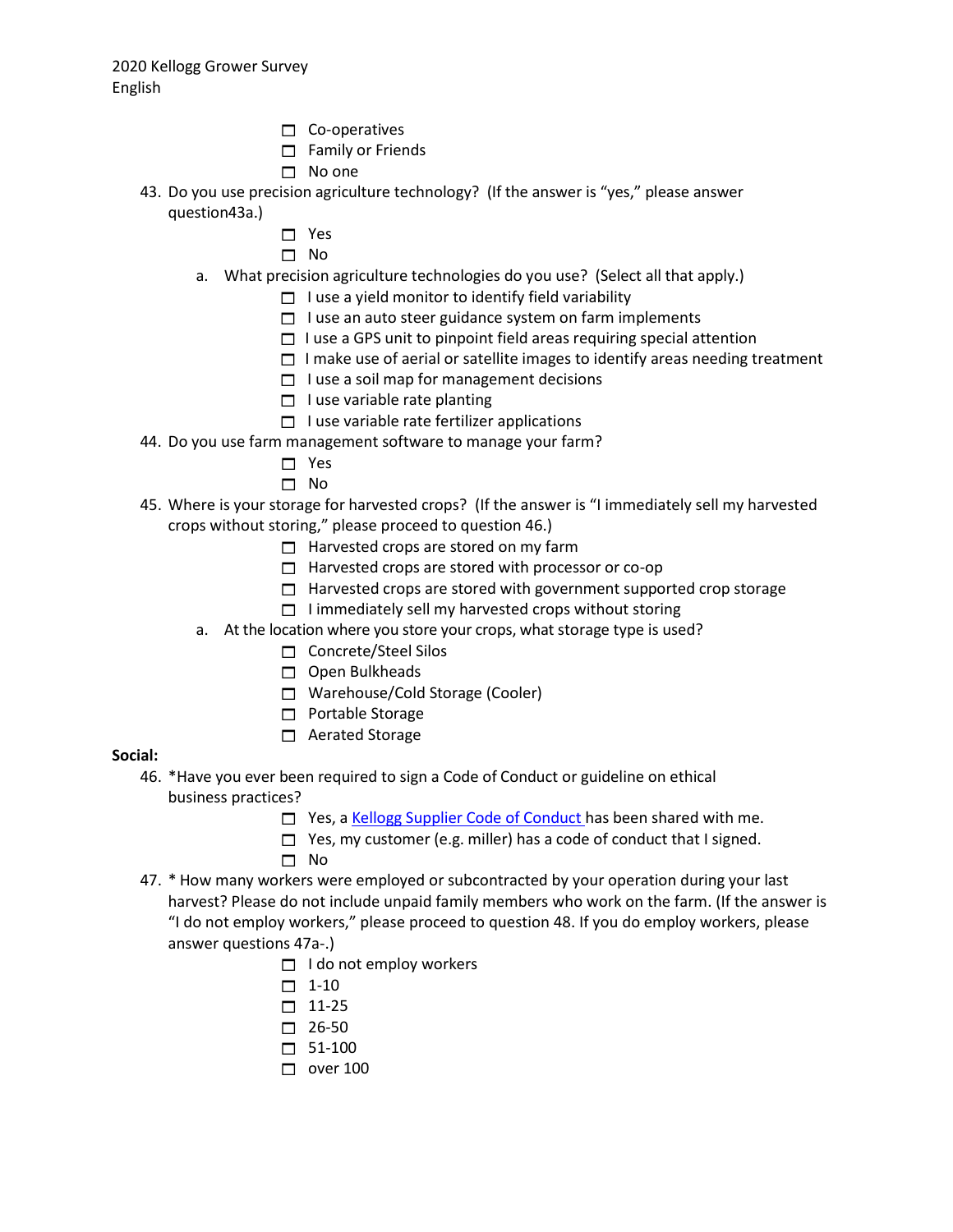- ☐ Co-operatives
- ☐ Family or Friends
- ☐ No one

43. Do you use precision agriculture technology? (If the answer is "yes," please answer question43a.)
    - ☐ Yes
    - ☐ No

    a. What precision agriculture technologies do you use? (Select all that apply.)
    - ☐ I use a yield monitor to identify field variability
    - ☐ I use an auto steer guidance system on farm implements
    - ☐ I use a GPS unit to pinpoint field areas requiring special attention
    - ☐ I make use of aerial or satellite images to identify areas needing treatment
    - ☐ I use a soil map for management decisions
    - ☐ I use variable rate planting
    - ☐ I use variable rate fertilizer applications

44. Do you use farm management software to manage your farm?
    - ☐ Yes
    - ☐ No

45. Where is your storage for harvested crops? (If the answer is "I immediately sell my harvested crops without storing," please proceed to question 46.)
    - ☐ Harvested crops are stored on my farm
    - ☐ Harvested crops are stored with processor or co-op
    - ☐ Harvested crops are stored with government supported crop storage
    - ☐ I immediately sell my harvested crops without storing

    a. At the location where you store your crops, what storage type is used?
    - ☐ Concrete/Steel Silos
    - ☐ Open Bulkheads
    - ☐ Warehouse/Cold Storage (Cooler)
    - ☐ Portable Storage
    - ☐ Aerated Storage

**Social:**

46. *Have you ever been required to sign a Code of Conduct or guideline on ethical business practices?
    - ☐ Yes, a Kellogg Supplier Code of Conduct has been shared with me.
    - ☐ Yes, my customer (e.g. miller) has a code of conduct that I signed.
    - ☐ No

47. * How many workers were employed or subcontracted by your operation during your last harvest? Please do not include unpaid family members who work on the farm. (If the answer is "I do not employ workers," please proceed to question 48. If you do employ workers, please answer questions 47a-.)
    - ☐ I do not employ workers
    - ☐ 1-10
    - ☐ 11-25
    - ☐ 26-50
    - ☐ 51-100
    - ☐ over 100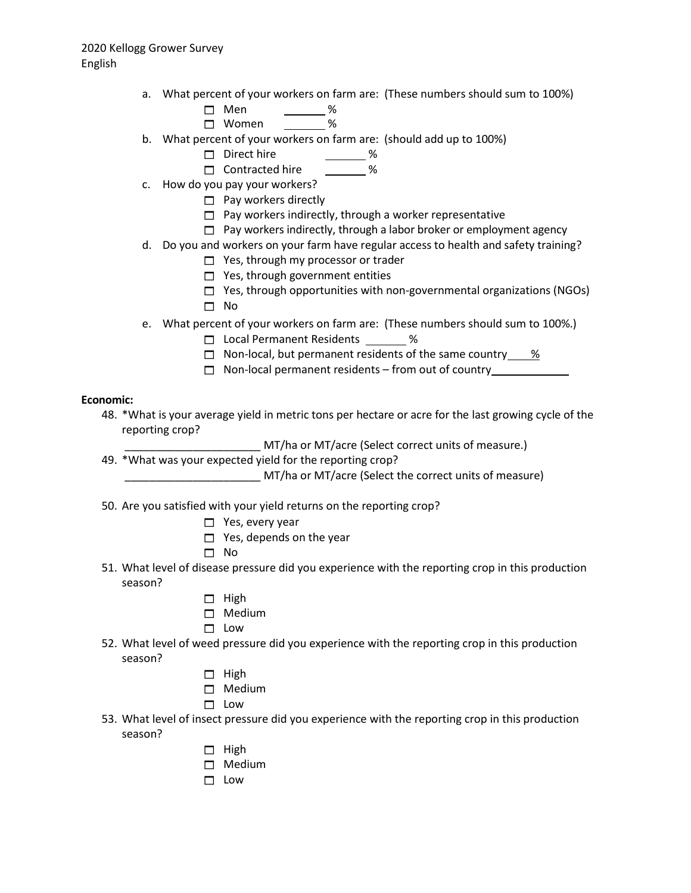a. What percent of your workers on farm are: (These numbers should sum to 100%)
   - ☐ Men _______%
   - ☐ Women _______%

b. What percent of your workers on farm are: (should add up to 100%)
   - ☐ Direct hire _______%
   - ☐ Contracted hire _______%

c. How do you pay your workers?
   - ☐ Pay workers directly
   - ☐ Pay workers indirectly, through a worker representative
   - ☐ Pay workers indirectly, through a labor broker or employment agency

d. Do you and workers on your farm have regular access to health and safety training?
   - ☐ Yes, through my processor or trader
   - ☐ Yes, through government entities
   - ☐ Yes, through opportunities with non-governmental organizations (NGOs)
   - ☐ No

e. What percent of your workers on farm are: (These numbers should sum to 100%.)
   - ☐ Local Permanent Residents _______%
   - ☐ Non-local, but permanent residents of the same country ____%
   - ☐ Non-local permanent residents – from out of country____________

**Economic:**

48. *What is your average yield in metric tons per hectare or acre for the last growing cycle of the reporting crop?

    ______________________ MT/ha or MT/acre (Select correct units of measure.)

49. *What was your expected yield for the reporting crop?

    ______________________ MT/ha or MT/acre (Select the correct units of measure)

50. Are you satisfied with your yield returns on the reporting crop?
    - ☐ Yes, every year
    - ☐ Yes, depends on the year
    - ☐ No

51. What level of disease pressure did you experience with the reporting crop in this production season?
    - ☐ High
    - ☐ Medium
    - ☐ Low

52. What level of weed pressure did you experience with the reporting crop in this production season?
    - ☐ High
    - ☐ Medium
    - ☐ Low

53. What level of insect pressure did you experience with the reporting crop in this production season?
    - ☐ High
    - ☐ Medium
    - ☐ Low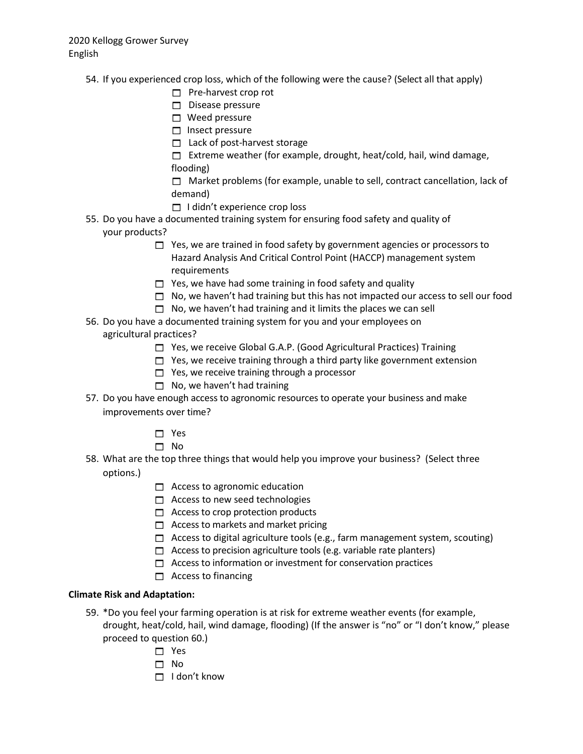54. If you experienced crop loss, which of the following were the cause? (Select all that apply)
    - ☐ Pre-harvest crop rot
    - ☐ Disease pressure
    - ☐ Weed pressure
    - ☐ Insect pressure
    - ☐ Lack of post-harvest storage
    - ☐ Extreme weather (for example, drought, heat/cold, hail, wind damage, flooding)
    - ☐ Market problems (for example, unable to sell, contract cancellation, lack of demand)
    - ☐ I didn't experience crop loss
55. Do you have a documented training system for ensuring food safety and quality of your products?
    - ☐ Yes, we are trained in food safety by government agencies or processors to Hazard Analysis And Critical Control Point (HACCP) management system requirements
    - ☐ Yes, we have had some training in food safety and quality
    - ☐ No, we haven't had training but this has not impacted our access to sell our food
    - ☐ No, we haven't had training and it limits the places we can sell
56. Do you have a documented training system for you and your employees on agricultural practices?
    - ☐ Yes, we receive Global G.A.P. (Good Agricultural Practices) Training
    - ☐ Yes, we receive training through a third party like government extension
    - ☐ Yes, we receive training through a processor
    - ☐ No, we haven't had training
57. Do you have enough access to agronomic resources to operate your business and make improvements over time?
    - ☐ Yes
    - ☐ No
58. What are the top three things that would help you improve your business? (Select three options.)
    - ☐ Access to agronomic education
    - ☐ Access to new seed technologies
    - ☐ Access to crop protection products
    - ☐ Access to markets and market pricing
    - ☐ Access to digital agriculture tools (e.g., farm management system, scouting)
    - ☐ Access to precision agriculture tools (e.g. variable rate planters)
    - ☐ Access to information or investment for conservation practices
    - ☐ Access to financing

**Climate Risk and Adaptation:**

59. *Do you feel your farming operation is at risk for extreme weather events (for example, drought, heat/cold, hail, wind damage, flooding) (If the answer is "no" or "I don't know," please proceed to question 60.)
    - ☐ Yes
    - ☐ No
    - ☐ I don't know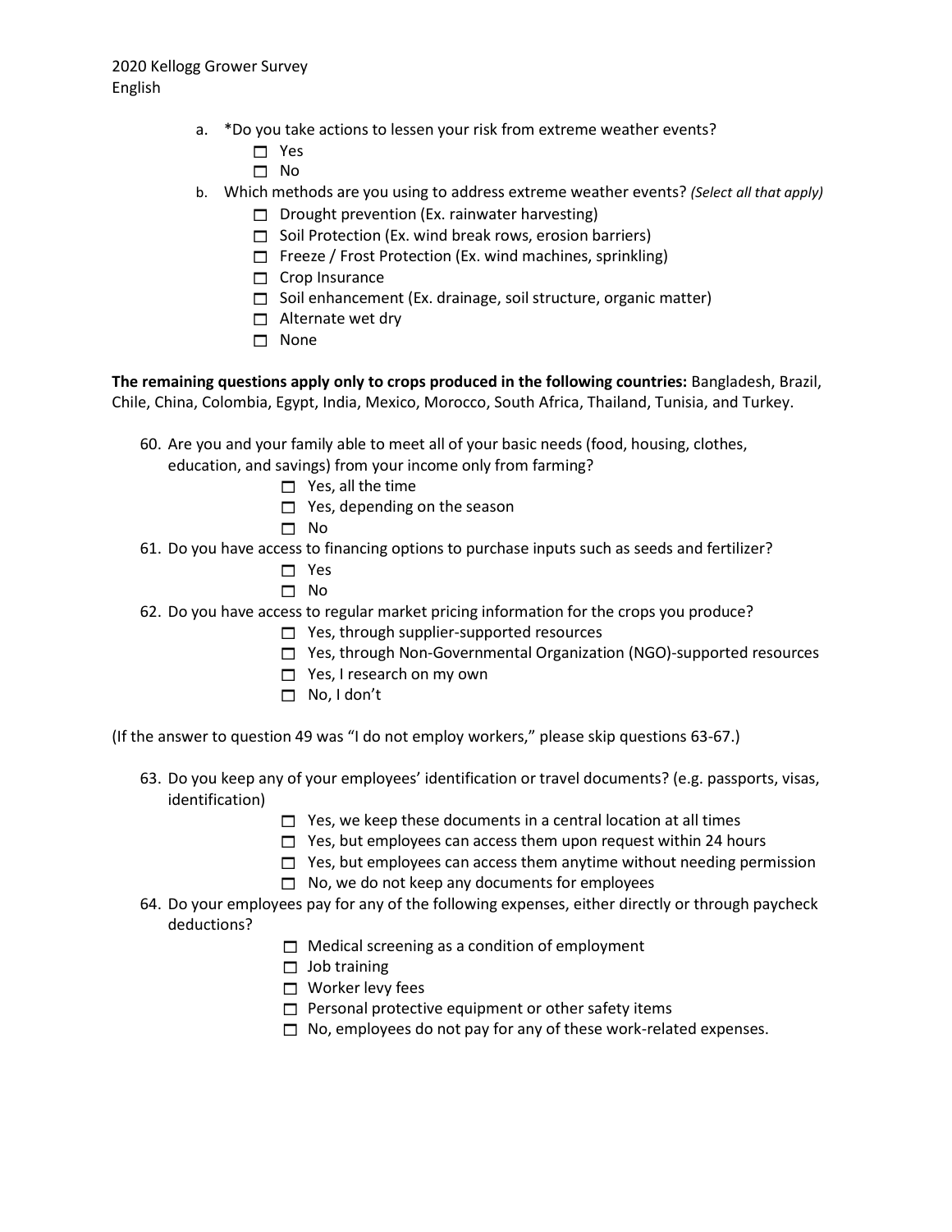a. *Do you take actions to lessen your risk from extreme weather events?
   - ☐ Yes
   - ☐ No
b. Which methods are you using to address extreme weather events? *(Select all that apply)*
   - ☐ Drought prevention (Ex. rainwater harvesting)
   - ☐ Soil Protection (Ex. wind break rows, erosion barriers)
   - ☐ Freeze / Frost Protection (Ex. wind machines, sprinkling)
   - ☐ Crop Insurance
   - ☐ Soil enhancement (Ex. drainage, soil structure, organic matter)
   - ☐ Alternate wet dry
   - ☐ None

**The remaining questions apply only to crops produced in the following countries:** Bangladesh, Brazil, Chile, China, Colombia, Egypt, India, Mexico, Morocco, South Africa, Thailand, Tunisia, and Turkey.

60. Are you and your family able to meet all of your basic needs (food, housing, clothes, education, and savings) from your income only from farming?
    - ☐ Yes, all the time
    - ☐ Yes, depending on the season
    - ☐ No
61. Do you have access to financing options to purchase inputs such as seeds and fertilizer?
    - ☐ Yes
    - ☐ No
62. Do you have access to regular market pricing information for the crops you produce?
    - ☐ Yes, through supplier-supported resources
    - ☐ Yes, through Non-Governmental Organization (NGO)-supported resources
    - ☐ Yes, I research on my own
    - ☐ No, I don't

(If the answer to question 49 was "I do not employ workers," please skip questions 63-67.)

63. Do you keep any of your employees' identification or travel documents? (e.g. passports, visas, identification)
    - ☐ Yes, we keep these documents in a central location at all times
    - ☐ Yes, but employees can access them upon request within 24 hours
    - ☐ Yes, but employees can access them anytime without needing permission
    - ☐ No, we do not keep any documents for employees
64. Do your employees pay for any of the following expenses, either directly or through paycheck deductions?
    - ☐ Medical screening as a condition of employment
    - ☐ Job training
    - ☐ Worker levy fees
    - ☐ Personal protective equipment or other safety items
    - ☐ No, employees do not pay for any of these work-related expenses.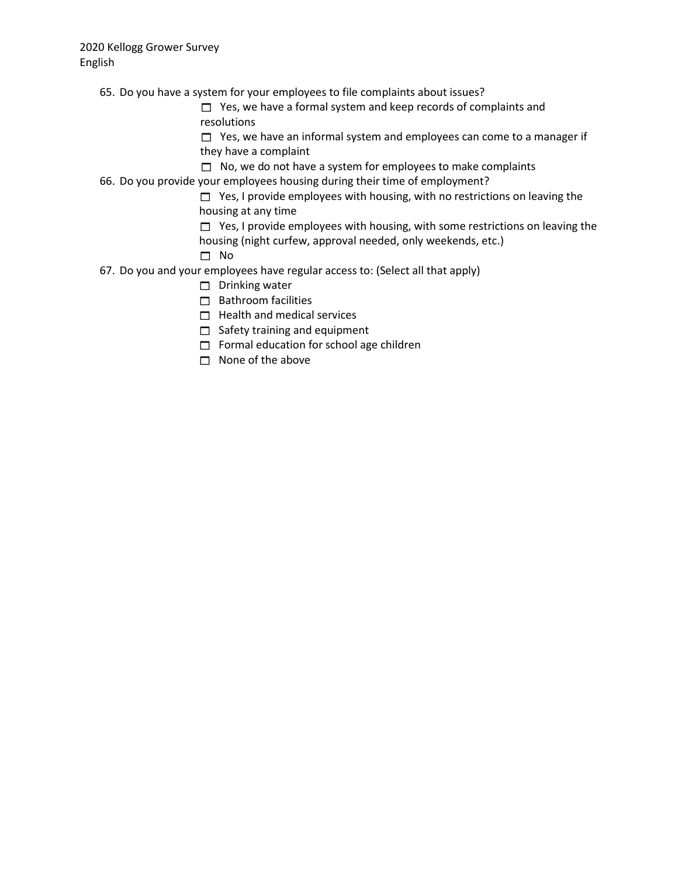65. Do you have a system for your employees to file complaints about issues?
    - ☐ Yes, we have a formal system and keep records of complaints and resolutions
    - ☐ Yes, we have an informal system and employees can come to a manager if they have a complaint
    - ☐ No, we do not have a system for employees to make complaints
66. Do you provide your employees housing during their time of employment?
    - ☐ Yes, I provide employees with housing, with no restrictions on leaving the housing at any time
    - ☐ Yes, I provide employees with housing, with some restrictions on leaving the housing (night curfew, approval needed, only weekends, etc.)
    - ☐ No
67. Do you and your employees have regular access to: (Select all that apply)
    - ☐ Drinking water
    - ☐ Bathroom facilities
    - ☐ Health and medical services
    - ☐ Safety training and equipment
    - ☐ Formal education for school age children
    - ☐ None of the above